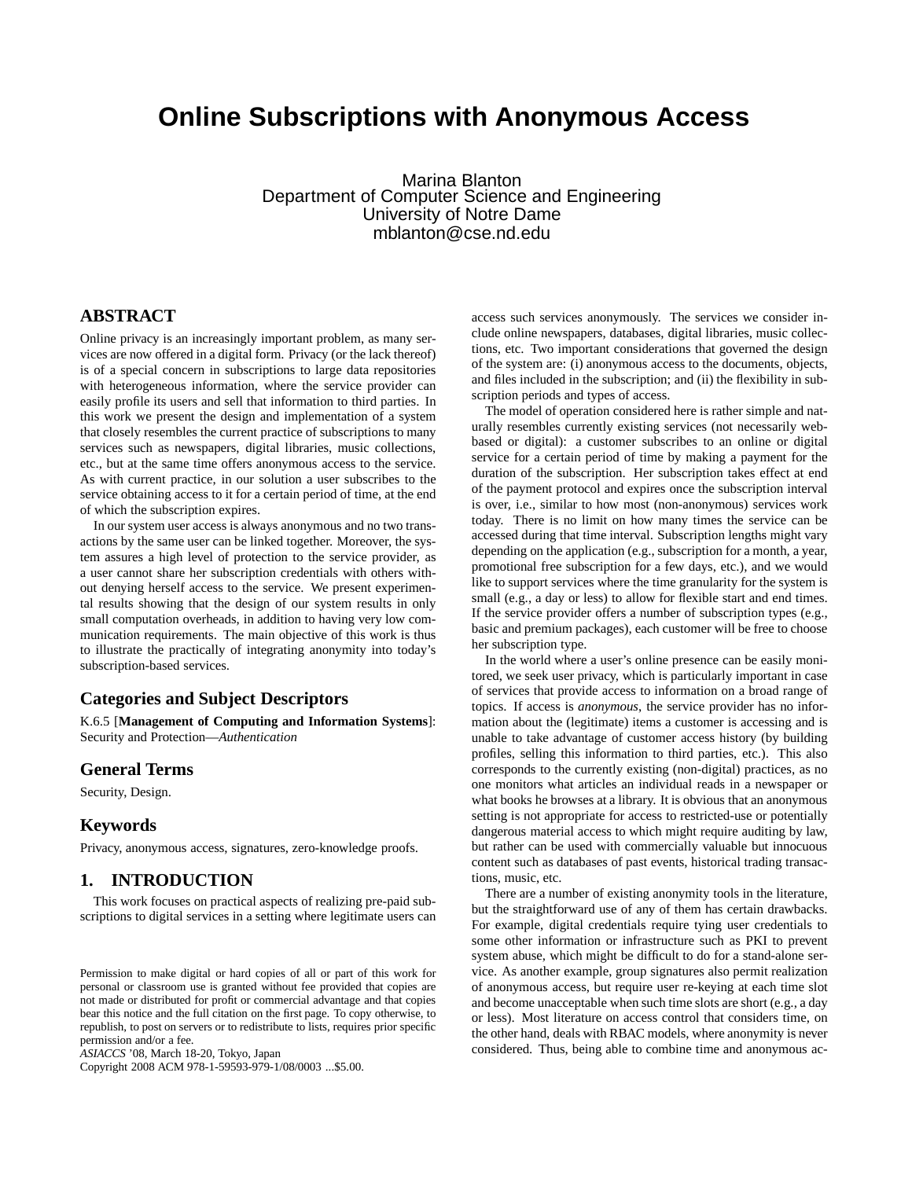# Online Subscriptions with Anonymous Access

Marina Blanton
Department of Computer Science and Engineering
University of Notre Dame
mblanton@cse.nd.edu

## ABSTRACT

Online privacy is an increasingly important problem, as many services are now offered in a digital form. Privacy (or the lack thereof) is of a special concern in subscriptions to large data repositories with heterogeneous information, where the service provider can easily profile its users and sell that information to third parties. In this work we present the design and implementation of a system that closely resembles the current practice of subscriptions to many services such as newspapers, digital libraries, music collections, etc., but at the same time offers anonymous access to the service. As with current practice, in our solution a user subscribes to the service obtaining access to it for a certain period of time, at the end of which the subscription expires.

In our system user access is always anonymous and no two transactions by the same user can be linked together. Moreover, the system assures a high level of protection to the service provider, as a user cannot share her subscription credentials with others without denying herself access to the service. We present experimental results showing that the design of our system results in only small computation overheads, in addition to having very low communication requirements. The main objective of this work is thus to illustrate the practically of integrating anonymity into today's subscription-based services.

## Categories and Subject Descriptors

K.6.5 [**Management of Computing and Information Systems**]: Security and Protection—*Authentication*

## General Terms

Security, Design.

## Keywords

Privacy, anonymous access, signatures, zero-knowledge proofs.

## 1. INTRODUCTION

This work focuses on practical aspects of realizing pre-paid subscriptions to digital services in a setting where legitimate users can access such services anonymously. The services we consider include online newspapers, databases, digital libraries, music collections, etc. Two important considerations that governed the design of the system are: (i) anonymous access to the documents, objects, and files included in the subscription; and (ii) the flexibility in subscription periods and types of access.

The model of operation considered here is rather simple and naturally resembles currently existing services (not necessarily web-based or digital): a customer subscribes to an online or digital service for a certain period of time by making a payment for the duration of the subscription. Her subscription takes effect at end of the payment protocol and expires once the subscription interval is over, i.e., similar to how most (non-anonymous) services work today. There is no limit on how many times the service can be accessed during that time interval. Subscription lengths might vary depending on the application (e.g., subscription for a month, a year, promotional free subscription for a few days, etc.), and we would like to support services where the time granularity for the system is small (e.g., a day or less) to allow for flexible start and end times. If the service provider offers a number of subscription types (e.g., basic and premium packages), each customer will be free to choose her subscription type.

In the world where a user's online presence can be easily monitored, we seek user privacy, which is particularly important in case of services that provide access to information on a broad range of topics. If access is *anonymous*, the service provider has no information about the (legitimate) items a customer is accessing and is unable to take advantage of customer access history (by building profiles, selling this information to third parties, etc.). This also corresponds to the currently existing (non-digital) practices, as no one monitors what articles an individual reads in a newspaper or what books he browses at a library. It is obvious that an anonymous setting is not appropriate for access to restricted-use or potentially dangerous material access to which might require auditing by law, but rather can be used with commercially valuable but innocuous content such as databases of past events, historical trading transactions, music, etc.

There are a number of existing anonymity tools in the literature, but the straightforward use of any of them has certain drawbacks. For example, digital credentials require tying user credentials to some other information or infrastructure such as PKI to prevent system abuse, which might be difficult to do for a stand-alone service. As another example, group signatures also permit realization of anonymous access, but require user re-keying at each time slot and become unacceptable when such time slots are short (e.g., a day or less). Most literature on access control that considers time, on the other hand, deals with RBAC models, where anonymity is never considered. Thus, being able to combine time and anonymous ac-

Permission to make digital or hard copies of all or part of this work for personal or classroom use is granted without fee provided that copies are not made or distributed for profit or commercial advantage and that copies bear this notice and the full citation on the first page. To copy otherwise, to republish, to post on servers or to redistribute to lists, requires prior specific permission and/or a fee.
*ASIACCS* '08, March 18-20, Tokyo, Japan
Copyright 2008 ACM 978-1-59593-979-1/08/0003 ...$5.00.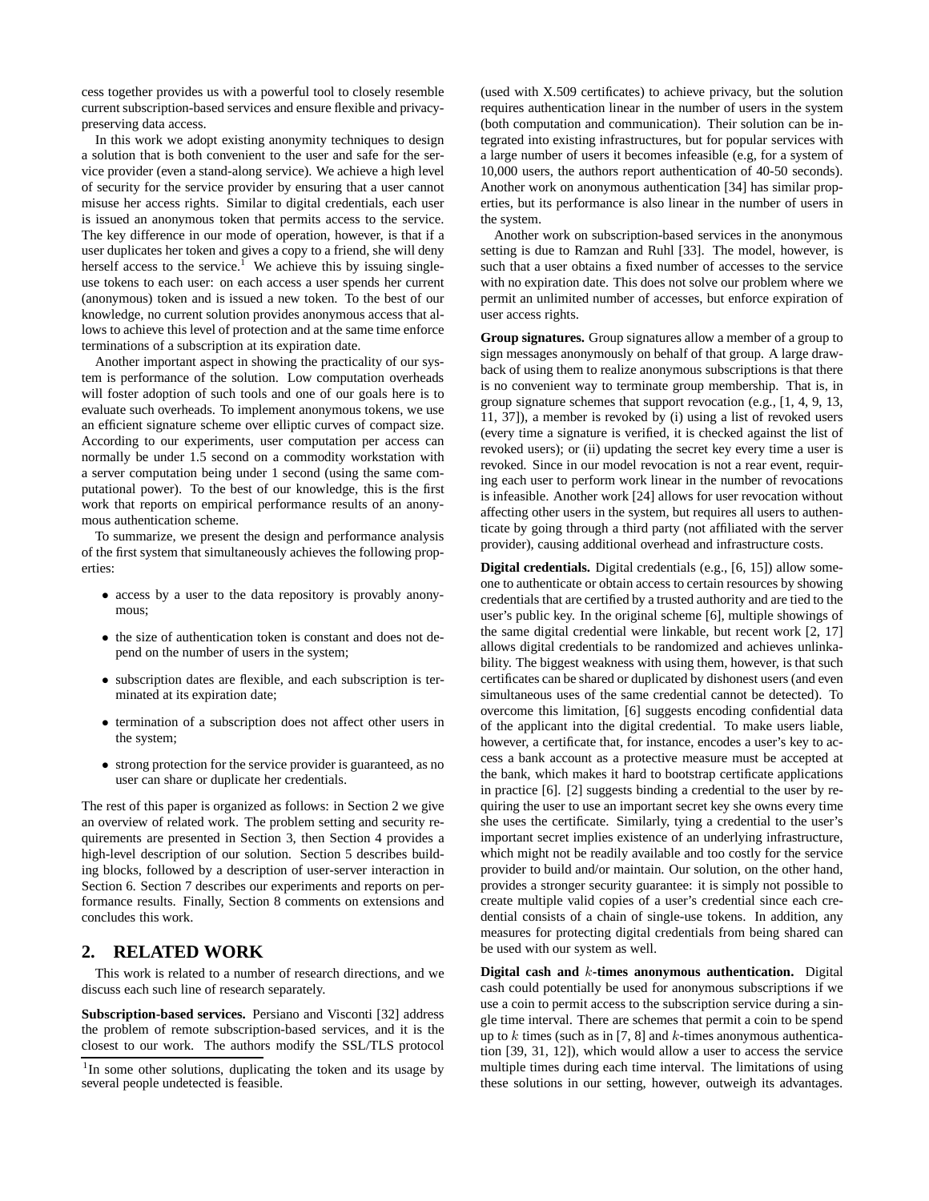cess together provides us with a powerful tool to closely resemble current subscription-based services and ensure flexible and privacy-preserving data access.

In this work we adopt existing anonymity techniques to design a solution that is both convenient to the user and safe for the service provider (even a stand-along service). We achieve a high level of security for the service provider by ensuring that a user cannot misuse her access rights. Similar to digital credentials, each user is issued an anonymous token that permits access to the service. The key difference in our mode of operation, however, is that if a user duplicates her token and gives a copy to a friend, she will deny herself access to the service.[1] We achieve this by issuing single-use tokens to each user: on each access a user spends her current (anonymous) token and is issued a new token. To the best of our knowledge, no current solution provides anonymous access that allows to achieve this level of protection and at the same time enforce terminations of a subscription at its expiration date.

Another important aspect in showing the practicality of our system is performance of the solution. Low computation overheads will foster adoption of such tools and one of our goals here is to evaluate such overheads. To implement anonymous tokens, we use an efficient signature scheme over elliptic curves of compact size. According to our experiments, user computation per access can normally be under 1.5 second on a commodity workstation with a server computation being under 1 second (using the same computational power). To the best of our knowledge, this is the first work that reports on empirical performance results of an anonymous authentication scheme.

To summarize, we present the design and performance analysis of the first system that simultaneously achieves the following properties:

- access by a user to the data repository is provably anonymous;
- the size of authentication token is constant and does not depend on the number of users in the system;
- subscription dates are flexible, and each subscription is terminated at its expiration date;
- termination of a subscription does not affect other users in the system;
- strong protection for the service provider is guaranteed, as no user can share or duplicate her credentials.

The rest of this paper is organized as follows: in Section 2 we give an overview of related work. The problem setting and security requirements are presented in Section 3, then Section 4 provides a high-level description of our solution. Section 5 describes building blocks, followed by a description of user-server interaction in Section 6. Section 7 describes our experiments and reports on performance results. Finally, Section 8 comments on extensions and concludes this work.

## 2. RELATED WORK

This work is related to a number of research directions, and we discuss each such line of research separately.

**Subscription-based services.** Persiano and Visconti [32] address the problem of remote subscription-based services, and it is the closest to our work. The authors modify the SSL/TLS protocol (used with X.509 certificates) to achieve privacy, but the solution requires authentication linear in the number of users in the system (both computation and communication). Their solution can be integrated into existing infrastructures, but for popular services with a large number of users it becomes infeasible (e.g, for a system of 10,000 users, the authors report authentication of 40-50 seconds). Another work on anonymous authentication [34] has similar properties, but its performance is also linear in the number of users in the system.

Another work on subscription-based services in the anonymous setting is due to Ramzan and Ruhl [33]. The model, however, is such that a user obtains a fixed number of accesses to the service with no expiration date. This does not solve our problem where we permit an unlimited number of accesses, but enforce expiration of user access rights.

**Group signatures.** Group signatures allow a member of a group to sign messages anonymously on behalf of that group. A large drawback of using them to realize anonymous subscriptions is that there is no convenient way to terminate group membership. That is, in group signature schemes that support revocation (e.g., [1, 4, 9, 13, 11, 37]), a member is revoked by (i) using a list of revoked users (every time a signature is verified, it is checked against the list of revoked users); or (ii) updating the secret key every time a user is revoked. Since in our model revocation is not a rear event, requiring each user to perform work linear in the number of revocations is infeasible. Another work [24] allows for user revocation without affecting other users in the system, but requires all users to authenticate by going through a third party (not affiliated with the server provider), causing additional overhead and infrastructure costs.

**Digital credentials.** Digital credentials (e.g., [6, 15]) allow someone to authenticate or obtain access to certain resources by showing credentials that are certified by a trusted authority and are tied to the user's public key. In the original scheme [6], multiple showings of the same digital credential were linkable, but recent work [2, 17] allows digital credentials to be randomized and achieves unlinkability. The biggest weakness with using them, however, is that such certificates can be shared or duplicated by dishonest users (and even simultaneous uses of the same credential cannot be detected). To overcome this limitation, [6] suggests encoding confidential data of the applicant into the digital credential. To make users liable, however, a certificate that, for instance, encodes a user's key to access a bank account as a protective measure must be accepted at the bank, which makes it hard to bootstrap certificate applications in practice [6]. [2] suggests binding a credential to the user by requiring the user to use an important secret key she owns every time she uses the certificate. Similarly, tying a credential to the user's important secret implies existence of an underlying infrastructure, which might not be readily available and too costly for the service provider to build and/or maintain. Our solution, on the other hand, provides a stronger security guarantee: it is simply not possible to create multiple valid copies of a user's credential since each credential consists of a chain of single-use tokens. In addition, any measures for protecting digital credentials from being shared can be used with our system as well.

**Digital cash and $k$-times anonymous authentication.** Digital cash could potentially be used for anonymous subscriptions if we use a coin to permit access to the subscription service during a single time interval. There are schemes that permit a coin to be spend up to $k$ times (such as in [7, 8] and $k$-times anonymous authentication [39, 31, 12]), which would allow a user to access the service multiple times during each time interval. The limitations of using these solutions in our setting, however, outweigh its advantages.

[1] In some other solutions, duplicating the token and its usage by several people undetected is feasible.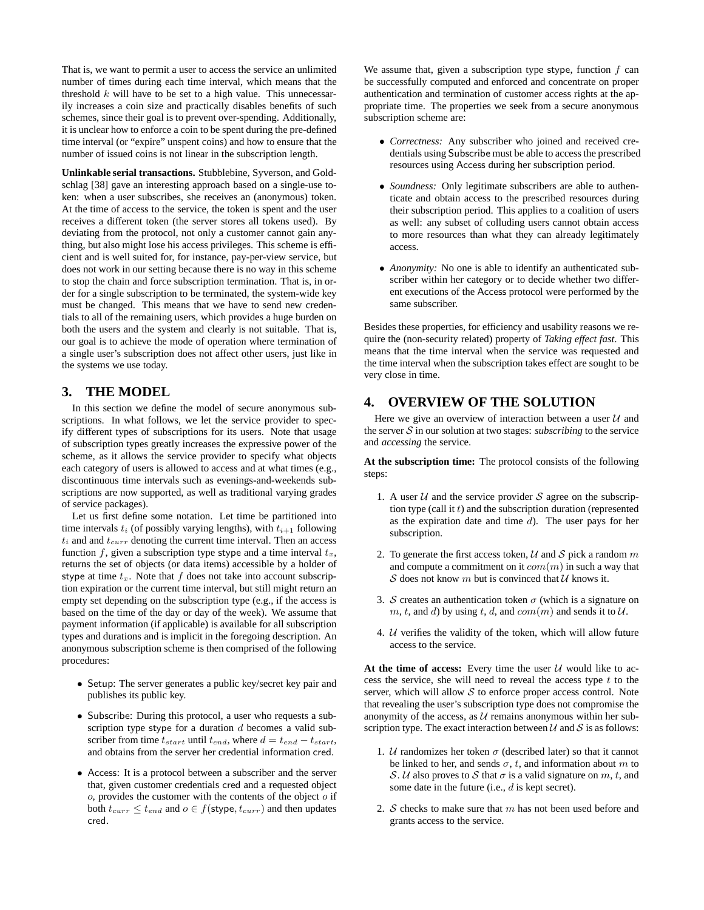That is, we want to permit a user to access the service an unlimited number of times during each time interval, which means that the threshold $k$ will have to be set to a high value. This unnecessarily increases a coin size and practically disables benefits of such schemes, since their goal is to prevent over-spending. Additionally, it is unclear how to enforce a coin to be spent during the pre-defined time interval (or "expire" unspent coins) and how to ensure that the number of issued coins is not linear in the subscription length.

**Unlinkable serial transactions.** Stubblebine, Syverson, and Goldschlag [38] gave an interesting approach based on a single-use token: when a user subscribes, she receives an (anonymous) token. At the time of access to the service, the token is spent and the user receives a different token (the server stores all tokens used). By deviating from the protocol, not only a customer cannot gain anything, but also might lose his access privileges. This scheme is efficient and is well suited for, for instance, pay-per-view service, but does not work in our setting because there is no way in this scheme to stop the chain and force subscription termination. That is, in order for a single subscription to be terminated, the system-wide key must be changed. This means that we have to send new credentials to all of the remaining users, which provides a huge burden on both the users and the system and clearly is not suitable. That is, our goal is to achieve the mode of operation where termination of a single user's subscription does not affect other users, just like in the systems we use today.

## 3. THE MODEL

In this section we define the model of secure anonymous subscriptions. In what follows, we let the service provider to specify different types of subscriptions for its users. Note that usage of subscription types greatly increases the expressive power of the scheme, as it allows the service provider to specify what objects each category of users is allowed to access and at what times (e.g., discontinuous time intervals such as evenings-and-weekends subscriptions are now supported, as well as traditional varying grades of service packages).

Let us first define some notation. Let time be partitioned into time intervals $t_i$ (of possibly varying lengths), with $t_{i+1}$ following $t_i$ and and $t_{curr}$ denoting the current time interval. Then an access function $f$, given a subscription type $\mathsf{stype}$ and a time interval $t_x$, returns the set of objects (or data items) accessible by a holder of $\mathsf{stype}$ at time $t_x$. Note that $f$ does not take into account subscription expiration or the current time interval, but still might return an empty set depending on the subscription type (e.g., if the access is based on the time of the day or day of the week). We assume that payment information (if applicable) is available for all subscription types and durations and is implicit in the foregoing description. An anonymous subscription scheme is then comprised of the following procedures:

- Setup: The server generates a public key/secret key pair and publishes its public key.
- Subscribe: During this protocol, a user who requests a subscription type $\mathsf{stype}$ for a duration $d$ becomes a valid subscriber from time $t_{start}$ until $t_{end}$, where $d = t_{end} - t_{start}$, and obtains from the server her credential information $\mathsf{cred}$.
- Access: It is a protocol between a subscriber and the server that, given customer credentials $\mathsf{cred}$ and a requested object $o$, provides the customer with the contents of the object $o$ if both $t_{curr} \leq t_{end}$ and $o \in f(\mathsf{stype}, t_{curr})$ and then updates $\mathsf{cred}$.

We assume that, given a subscription type $\mathsf{stype}$, function $f$ can be successfully computed and enforced and concentrate on proper authentication and termination of customer access rights at the appropriate time. The properties we seek from a secure anonymous subscription scheme are:

- *Correctness:* Any subscriber who joined and received credentials using Subscribe must be able to access the prescribed resources using Access during her subscription period.
- *Soundness:* Only legitimate subscribers are able to authenticate and obtain access to the prescribed resources during their subscription period. This applies to a coalition of users as well: any subset of colluding users cannot obtain access to more resources than what they can already legitimately access.
- *Anonymity:* No one is able to identify an authenticated subscriber within her category or to decide whether two different executions of the Access protocol were performed by the same subscriber.

Besides these properties, for efficiency and usability reasons we require the (non-security related) property of *Taking effect fast*. This means that the time interval when the service was requested and the time interval when the subscription takes effect are sought to be very close in time.

## 4. OVERVIEW OF THE SOLUTION

Here we give an overview of interaction between a user $\mathcal{U}$ and the server $\mathcal{S}$ in our solution at two stages: *subscribing* to the service and *accessing* the service.

**At the subscription time:** The protocol consists of the following steps:

1. A user $\mathcal{U}$ and the service provider $\mathcal{S}$ agree on the subscription type (call it $t$) and the subscription duration (represented as the expiration date and time $d$). The user pays for her subscription.
2. To generate the first access token, $\mathcal{U}$ and $\mathcal{S}$ pick a random $m$ and compute a commitment on it $com(m)$ in such a way that $\mathcal{S}$ does not know $m$ but is convinced that $\mathcal{U}$ knows it.
3. $\mathcal{S}$ creates an authentication token $\sigma$ (which is a signature on $m$, $t$, and $d$) by using $t$, $d$, and $com(m)$ and sends it to $\mathcal{U}$.
4. $\mathcal{U}$ verifies the validity of the token, which will allow future access to the service.

**At the time of access:** Every time the user $\mathcal{U}$ would like to access the service, she will need to reveal the access type $t$ to the server, which will allow $\mathcal{S}$ to enforce proper access control. Note that revealing the user's subscription type does not compromise the anonymity of the access, as $\mathcal{U}$ remains anonymous within her subscription type. The exact interaction between $\mathcal{U}$ and $\mathcal{S}$ is as follows:

1. $\mathcal{U}$ randomizes her token $\sigma$ (described later) so that it cannot be linked to her, and sends $\sigma$, $t$, and information about $m$ to $\mathcal{S}$. $\mathcal{U}$ also proves to $\mathcal{S}$ that $\sigma$ is a valid signature on $m$, $t$, and some date in the future (i.e., $d$ is kept secret).
2. $\mathcal{S}$ checks to make sure that $m$ has not been used before and grants access to the service.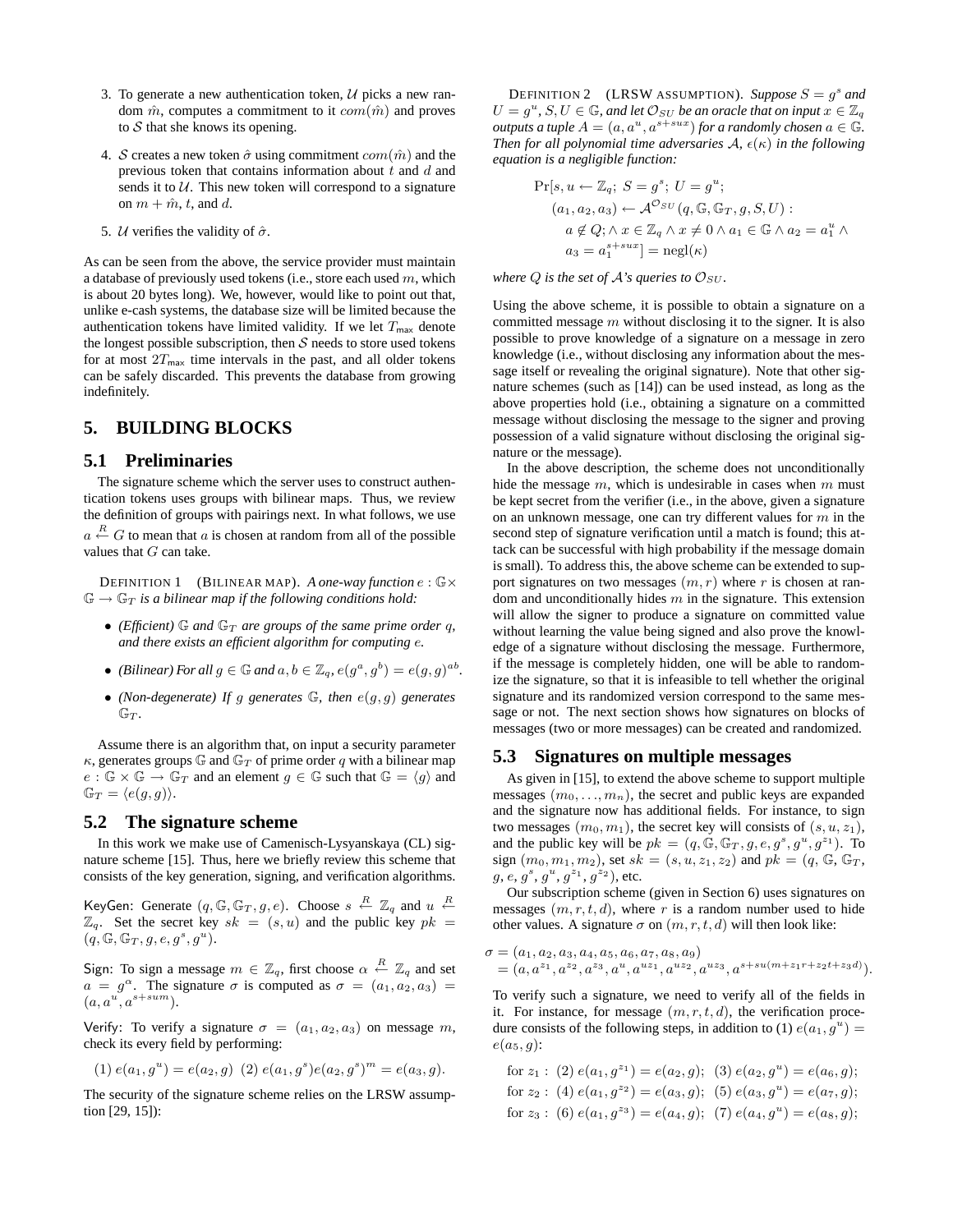3. To generate a new authentication token, $\mathcal{U}$ picks a new random $\hat{m}$, computes a commitment to it $com(\hat{m})$ and proves to $\mathcal{S}$ that she knows its opening.

4. $\mathcal{S}$ creates a new token $\hat{\sigma}$ using commitment $com(\hat{m})$ and the previous token that contains information about $t$ and $d$ and sends it to $\mathcal{U}$. This new token will correspond to a signature on $m + \hat{m}$, $t$, and $d$.

5. $\mathcal{U}$ verifies the validity of $\hat{\sigma}$.

As can be seen from the above, the service provider must maintain a database of previously used tokens (i.e., store each used $m$, which is about 20 bytes long). We, however, would like to point out that, unlike e-cash systems, the database size will be limited because the authentication tokens have limited validity. If we let $T_{\mathsf{max}}$ denote the longest possible subscription, then $\mathcal{S}$ needs to store used tokens for at most $2T_{\mathsf{max}}$ time intervals in the past, and all older tokens can be safely discarded. This prevents the database from growing indefinitely.

## 5. BUILDING BLOCKS

### 5.1 Preliminaries

The signature scheme which the server uses to construct authentication tokens uses groups with bilinear maps. Thus, we review the definition of groups with pairings next. In what follows, we use $a \xleftarrow{R} G$ to mean that $a$ is chosen at random from all of the possible values that $G$ can take.

DEFINITION 1 (BILINEAR MAP). *A one-way function $e : \mathbb{G} \times \mathbb{G} \rightarrow \mathbb{G}_T$ is a bilinear map if the following conditions hold:*

- *(Efficient) $\mathbb{G}$ and $\mathbb{G}_T$ are groups of the same prime order $q$, and there exists an efficient algorithm for computing $e$.*
- *(Bilinear) For all $g \in \mathbb{G}$ and $a, b \in \mathbb{Z}_q$, $e(g^a, g^b) = e(g, g)^{ab}$.*
- *(Non-degenerate) If $g$ generates $\mathbb{G}$, then $e(g, g)$ generates $\mathbb{G}_T$.*

Assume there is an algorithm that, on input a security parameter $\kappa$, generates groups $\mathbb{G}$ and $\mathbb{G}_T$ of prime order $q$ with a bilinear map $e : \mathbb{G} \times \mathbb{G} \rightarrow \mathbb{G}_T$ and an element $g \in \mathbb{G}$ such that $\mathbb{G} = \langle g \rangle$ and $\mathbb{G}_T = \langle e(g, g) \rangle$.

### 5.2 The signature scheme

In this work we make use of Camenisch-Lysyanskaya (CL) signature scheme [15]. Thus, here we briefly review this scheme that consists of the key generation, signing, and verification algorithms.

$\mathsf{KeyGen}$: Generate $(q, \mathbb{G}, \mathbb{G}_T, g, e)$. Choose $s \xleftarrow{R} \mathbb{Z}_q$ and $u \xleftarrow{R} \mathbb{Z}_q$. Set the secret key $sk = (s, u)$ and the public key $pk = (q, \mathbb{G}, \mathbb{G}_T, g, e, g^s, g^u)$.

$\mathsf{Sign}$: To sign a message $m \in \mathbb{Z}_q$, first choose $\alpha \xleftarrow{R} \mathbb{Z}_q$ and set $a = g^\alpha$. The signature $\sigma$ is computed as $\sigma = (a_1, a_2, a_3) = (a, a^u, a^{s+sum})$.

$\mathsf{Verify}$: To verify a signature $\sigma = (a_1, a_2, a_3)$ on message $m$, check its every field by performing:

$$(1)\ e(a_1, g^u) = e(a_2, g) \quad (2)\ e(a_1, g^s)e(a_2, g^s)^m = e(a_3, g).$$

The security of the signature scheme relies on the LRSW assumption [29, 15]):

DEFINITION 2 (LRSW ASSUMPTION). *Suppose $S = g^s$ and $U = g^u$, $S, U \in \mathbb{G}$, and let $\mathcal{O}_{SU}$ be an oracle that on input $x \in \mathbb{Z}_q$ outputs a tuple $A = (a, a^u, a^{s+sux})$ for a randomly chosen $a \in \mathbb{G}$. Then for all polynomial time adversaries $\mathcal{A}$, $\epsilon(\kappa)$ in the following equation is a negligible function:*

$$\begin{aligned}
&\Pr[s, u \leftarrow \mathbb{Z}_q;\ S = g^s;\ U = g^u; \\
&\quad (a_1, a_2, a_3) \leftarrow \mathcal{A}^{\mathcal{O}_{SU}}(q, \mathbb{G}, \mathbb{G}_T, g, S, U) : \\
&\quad a \notin Q; \wedge x \in \mathbb{Z}_q \wedge x \neq 0 \wedge a_1 \in \mathbb{G} \wedge a_2 = a_1^u \wedge \\
&\quad a_3 = a_1^{s+sux}] = \mathrm{negl}(\kappa)
\end{aligned}$$

*where $Q$ is the set of $\mathcal{A}$'s queries to $\mathcal{O}_{SU}$.*

Using the above scheme, it is possible to obtain a signature on a committed message $m$ without disclosing it to the signer. It is also possible to prove knowledge of a signature on a message in zero knowledge (i.e., without disclosing any information about the message itself or revealing the original signature). Note that other signature schemes (such as [14]) can be used instead, as long as the above properties hold (i.e., obtaining a signature on a committed message without disclosing the message to the signer and proving possession of a valid signature without disclosing the original signature or the message).

In the above description, the scheme does not unconditionally hide the message $m$, which is undesirable in cases when $m$ must be kept secret from the verifier (i.e., in the above, given a signature on an unknown message, one can try different values for $m$ in the second step of signature verification until a match is found; this attack can be successful with high probability if the message domain is small). To address this, the above scheme can be extended to support signatures on two messages $(m, r)$ where $r$ is chosen at random and unconditionally hides $m$ in the signature. This extension will allow the signer to produce a signature on committed value without learning the value being signed and also prove the knowledge of a signature without disclosing the message. Furthermore, if the message is completely hidden, one will be able to randomize the signature, so that it is infeasible to tell whether the original signature and its randomized version correspond to the same message or not. The next section shows how signatures on blocks of messages (two or more messages) can be created and randomized.

### 5.3 Signatures on multiple messages

As given in [15], to extend the above scheme to support multiple messages $(m_0, \ldots, m_n)$, the secret and public keys are expanded and the signature now has additional fields. For instance, to sign two messages $(m_0, m_1)$, the secret key will consist of $(s, u, z_1)$, and the public key will be $pk = (q, \mathbb{G}, \mathbb{G}_T, g, e, g^s, g^u, g^{z_1})$. To sign $(m_0, m_1, m_2)$, set $sk = (s, u, z_1, z_2)$ and $pk = (q, \mathbb{G}, \mathbb{G}_T, g, e, g^s, g^u, g^{z_1}, g^{z_2})$, etc.

Our subscription scheme (given in Section 6) uses signatures on messages $(m, r, t, d)$, where $r$ is a random number used to hide other values. A signature $\sigma$ on $(m, r, t, d)$ will then look like:

$$\begin{aligned}
\sigma &= (a_1, a_2, a_3, a_4, a_5, a_6, a_7, a_8, a_9) \\
&= (a, a^{z_1}, a^{z_2}, a^{z_3}, a^u, a^{uz_1}, a^{uz_2}, a^{uz_3}, a^{s+su(m+z_1r+z_2t+z_3d)}).
\end{aligned}$$

To verify such a signature, we need to verify all of the fields in it. For instance, for message $(m, r, t, d)$, the verification procedure consists of the following steps, in addition to (1) $e(a_1, g^u) = e(a_5, g)$:

$$\begin{aligned}
&\text{for } z_1: \ (2)\ e(a_1, g^{z_1}) = e(a_2, g);\ \ (3)\ e(a_2, g^u) = e(a_6, g); \\
&\text{for } z_2: \ (4)\ e(a_1, g^{z_2}) = e(a_3, g);\ \ (5)\ e(a_3, g^u) = e(a_7, g); \\
&\text{for } z_3: \ (6)\ e(a_1, g^{z_3}) = e(a_4, g);\ \ (7)\ e(a_4, g^u) = e(a_8, g);
\end{aligned}$$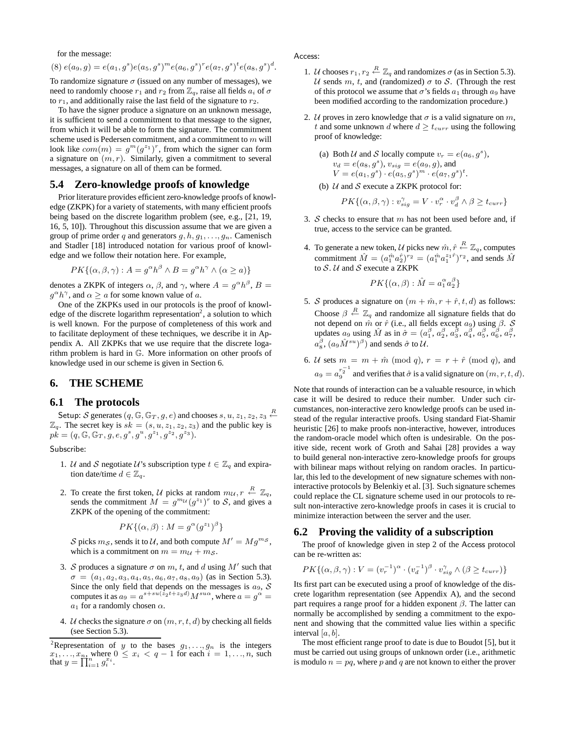for the message:

(8) $e(a_9, g) = e(a_1, g^s)e(a_5, g^s)^m e(a_6, g^s)^r e(a_7, g^s)^t e(a_8, g^s)^d$.

To randomize signature $\sigma$ (issued on any number of messages), we need to randomly choose $r_1$ and $r_2$ from $\mathbb{Z}_q$, raise all fields $a_i$ of $\sigma$ to $r_1$, and additionally raise the last field of the signature to $r_2$.

To have the signer produce a signature on an unknown message, it is sufficient to send a commitment to that message to the signer, from which it will be able to form the signature. The commitment scheme used is Pedersen commitment, and a commitment to $m$ will look like $com(m) = g^m (g^{z_1})^r$, from which the signer can form a signature on $(m, r)$. Similarly, given a commitment to several messages, a signature on all of them can be formed.

### 5.4 Zero-knowledge proofs of knowledge

Prior literature provides efficient zero-knowledge proofs of knowledge (ZKPK) for a variety of statements, with many efficient proofs being based on the discrete logarithm problem (see, e.g., [21, 19, 16, 5, 10]). Throughout this discussion assume that we are given a group of prime order $q$ and generators $g, h, g_1, \ldots, g_n$. Camenisch and Stadler [18] introduced notation for various proof of knowledge and we follow their notation here. For example,

$$PK\{(\alpha, \beta, \gamma) : A = g^\alpha h^\beta \wedge B = g^\alpha h^\gamma \wedge (\alpha \geq a)\}$$

denotes a ZKPK of integers $\alpha$, $\beta$, and $\gamma$, where $A = g^\alpha h^\beta$, $B = g^\alpha h^\gamma$, and $\alpha \geq a$ for some known value of $a$.

One of the ZKPKs used in our protocols is the proof of knowledge of the discrete logarithm representation[2], a solution to which is well known. For the purpose of completeness of this work and to facilitate deployment of these techniques, we describe it in Appendix A. All ZKPKs that we use require that the discrete logarithm problem is hard in $\mathbb{G}$. More information on other proofs of knowledge used in our scheme is given in Section 6.

## 6. THE SCHEME

### 6.1 The protocols

Setup: $\mathcal{S}$ generates $(q, \mathbb{G}, \mathbb{G}_T, g, e)$ and chooses $s, u, z_1, z_2, z_3 \xleftarrow{R} \mathbb{Z}_q$. The secret key is $sk = (s, u, z_1, z_2, z_3)$ and the public key is $pk = (q, \mathbb{G}, \mathbb{G}_T, g, e, g^s, g^u, g^{z_1}, g^{z_2}, g^{z_3})$.

Subscribe:

1. $\mathcal{U}$ and $\mathcal{S}$ negotiate $\mathcal{U}$'s subscription type $t \in \mathbb{Z}_q$ and expiration date/time $d \in \mathbb{Z}_q$.

2. To create the first token, $\mathcal{U}$ picks at random $m_{\mathcal{U}}, r \xleftarrow{R} \mathbb{Z}_q$, sends the commitment $M = g^{m_{\mathcal{U}}}(g^{z_1})^r$ to $\mathcal{S}$, and gives a ZKPK of the opening of the commitment:

$$PK\{(\alpha, \beta) : M = g^\alpha (g^{z_1})^\beta\}$$

$\mathcal{S}$ picks $m_{\mathcal{S}}$, sends it to $\mathcal{U}$, and both compute $M' = M g^{m_{\mathcal{S}}}$, which is a commitment on $m = m_{\mathcal{U}} + m_{\mathcal{S}}$.

3. $\mathcal{S}$ produces a signature $\sigma$ on $m$, $t$, and $d$ using $M'$ such that $\sigma = (a_1, a_2, a_3, a_4, a_5, a_6, a_7, a_8, a_9)$ (as in Section 5.3). Since the only field that depends on the messages is $a_9$, $\mathcal{S}$ computes it as $a_9 = a^{s+su(z_2 t + z_3 d)} M^{su\alpha}$, where $a = g^\alpha = a_1$ for a randomly chosen $\alpha$.

4. $\mathcal{U}$ checks the signature $\sigma$ on $(m, r, t, d)$ by checking all fields (see Section 5.3).

Access:

1. $\mathcal{U}$ chooses $r_1, r_2 \xleftarrow{R} \mathbb{Z}_q$ and randomizes $\sigma$ (as in Section 5.3). $\mathcal{U}$ sends $m$, $t$, and (randomized) $\sigma$ to $\mathcal{S}$. (Through the rest of this protocol we assume that $\sigma$'s fields $a_1$ through $a_9$ have been modified according to the randomization procedure.)

2. $\mathcal{U}$ proves in zero knowledge that $\sigma$ is a valid signature on $m$, $t$ and some unknown $d$ where $d \geq t_{curr}$ using the following proof of knowledge:

   (a) Both $\mathcal{U}$ and $\mathcal{S}$ locally compute $v_r = e(a_6, g^s)$, $v_d = e(a_8, g^s)$, $v_{sig} = e(a_9, g)$, and $V = e(a_1, g^s) \cdot e(a_5, g^s)^m \cdot e(a_7, g^s)^t$.

   (b) $\mathcal{U}$ and $\mathcal{S}$ execute a ZKPK protocol for:

$$PK\{(\alpha, \beta, \gamma) : v_{sig}^\gamma = V \cdot v_r^\alpha \cdot v_d^\beta \wedge \beta \geq t_{curr}\}$$

3. $\mathcal{S}$ checks to ensure that $m$ has not been used before and, if true, access to the service can be granted.

4. To generate a new token, $\mathcal{U}$ picks new $\hat{m}, \hat{r} \xleftarrow{R} \mathbb{Z}_q$, computes commitment $\hat{M} = (a_1^{\hat{m}} a_2^{\hat{r}})^{r_2} = (a_1^{\hat{m}} a_1^{z_1 \hat{r}})^{r_2}$, and sends $\hat{M}$ to $\mathcal{S}$. $\mathcal{U}$ and $\mathcal{S}$ execute a ZKPK

$$PK\{(\alpha, \beta) : \hat{M} = a_1^\alpha a_2^\beta\}$$

5. $\mathcal{S}$ produces a signature on $(m + \hat{m}, r + \hat{r}, t, d)$ as follows: Choose $\beta \xleftarrow{R} \mathbb{Z}_q$ and randomize all signature fields that do not depend on $\hat{m}$ or $\hat{r}$ (i.e., all fields except $a_9$) using $\beta$. $\mathcal{S}$ updates $a_9$ using $\hat{M}$ as in $\hat{\sigma} = (a_1^\beta, a_2^\beta, a_3^\beta, a_4^\beta, a_5^\beta, a_6^\beta, a_7^\beta, a_8^\beta, (a_9 \hat{M}^{su})^\beta)$ and sends $\hat{\sigma}$ to $\mathcal{U}$.

6. $\mathcal{U}$ sets $m = m + \hat{m} \pmod q$, $r = r + \hat{r} \pmod q$, and $a_9 = a_9^{r_2^{-1}}$ and verifies that $\hat{\sigma}$ is a valid signature on $(m, r, t, d)$.

Note that rounds of interaction can be a valuable resource, in which case it will be desired to reduce their number. Under such circumstances, non-interactive zero knowledge proofs can be used instead of the regular interactive proofs. Using standard Fiat-Shamir heuristic [26] to make proofs non-interactive, however, introduces the random-oracle model which often is undesirable. On the positive side, recent work of Groth and Sahai [28] provides a way to build general non-interactive zero-knowledge proofs for groups with bilinear maps without relying on random oracles. In particular, this led to the development of new signature schemes with non-interactive protocols by Belenkiy et al. [3]. Such signature schemes could replace the CL signature scheme used in our protocols to result non-interactive zero-knowledge proofs in cases it is crucial to minimize interaction between the server and the user.

### 6.2 Proving the validity of a subscription

The proof of knowledge given in step 2 of the Access protocol can be re-written as:

$$PK\{(\alpha, \beta, \gamma) : V = (v_r^{-1})^\alpha \cdot (v_d^{-1})^\beta \cdot v_{sig}^\gamma \wedge (\beta \geq t_{curr})\}$$

Its first part can be executed using a proof of knowledge of the discrete logarithm representation (see Appendix A), and the second part requires a range proof for a hidden exponent $\beta$. The latter can normally be accomplished by sending a commitment to the exponent and showing that the committed value lies within a specific interval $[a, b]$.

The most efficient range proof to date is due to Boudot [5], but it must be carried out using groups of unknown order (i.e., arithmetic is modulo $n = pq$, where $p$ and $q$ are not known to either the prover

[2] Representation of $y$ to the bases $g_1, \ldots, g_n$ is the integers $x_1, \ldots, x_n$, where $0 \leq x_i < q - 1$ for each $i = 1, \ldots, n$, such that $y = \prod_{i=1}^n g_i^{x_i}$.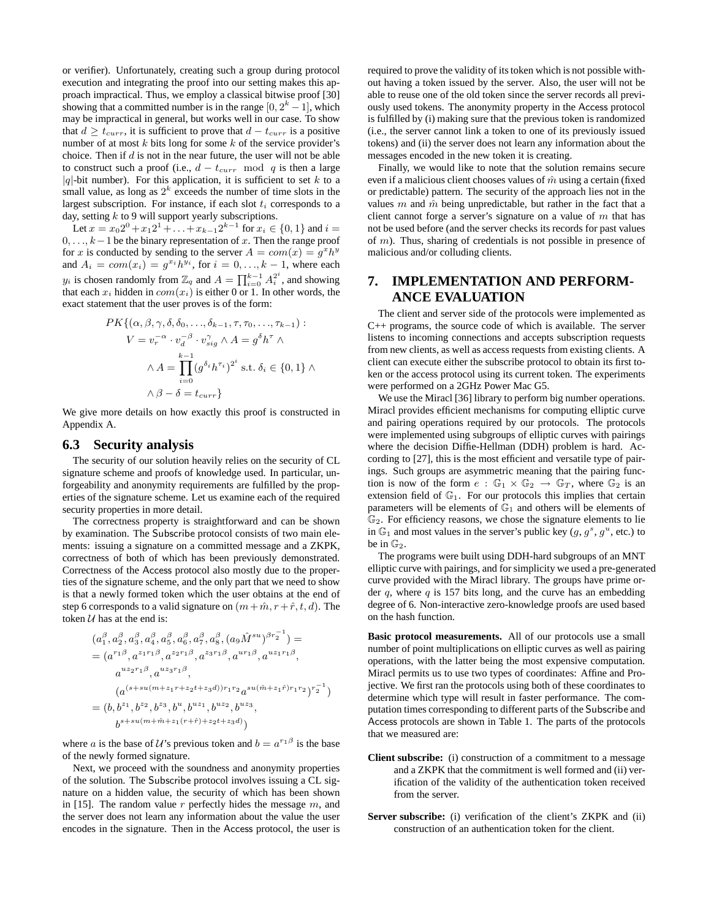or verifier). Unfortunately, creating such a group during protocol execution and integrating the proof into our setting makes this approach impractical. Thus, we employ a classical bitwise proof [30] showing that a committed number is in the range $[0, 2^k - 1]$, which may be impractical in general, but works well in our case. To show that $d \geq t_{curr}$, it is sufficient to prove that $d - t_{curr}$ is a positive number of at most $k$ bits long for some $k$ of the service provider's choice. Then if $d$ is not in the near future, the user will not be able to construct such a proof (i.e., $d - t_{curr} \mod q$ is then a large $|q|$-bit number). For this application, it is sufficient to set $k$ to a small value, as long as $2^k$ exceeds the number of time slots in the largest subscription. For instance, if each slot $t_i$ corresponds to a day, setting $k$ to 9 will support yearly subscriptions.

Let $x = x_0 2^0 + x_1 2^1 + \ldots + x_{k-1} 2^{k-1}$ for $x_i \in \{0, 1\}$ and $i = 0, \ldots, k-1$ be the binary representation of $x$. Then the range proof for $x$ is conducted by sending to the server $A = com(x) = g^x h^y$ and $A_i = com(x_i) = g^{x_i} h^{y_i}$, for $i = 0, \ldots, k-1$, where each $y_i$ is chosen randomly from $\mathbb{Z}_q$ and $A = \prod_{i=0}^{k-1} A_i^{2^i}$, and showing that each $x_i$ hidden in $com(x_i)$ is either 0 or 1. In other words, the exact statement that the user proves is of the form:

$$
\begin{aligned}
PK\{(\alpha, \beta, \gamma, \delta, \delta_0, \ldots, \delta_{k-1}, \tau, \tau_0, \ldots, \tau_{k-1}) :& \\
V = v_r^{-\alpha} \cdot v_d^{-\beta} \cdot v_{sig}^{\gamma} \wedge A = g^{\delta} h^{\tau} \wedge& \\
\wedge A = \prod_{i=0}^{k-1} (g^{\delta_i} h^{\tau_i})^{2^i} \text{ s.t. } \delta_i \in \{0, 1\} \wedge& \\
\wedge \beta - \delta = t_{curr}\}&
\end{aligned}
$$

We give more details on how exactly this proof is constructed in Appendix A.

## 6.3 Security analysis

The security of our solution heavily relies on the security of CL signature scheme and proofs of knowledge used. In particular, unforgeability and anonymity requirements are fulfilled by the properties of the signature scheme. Let us examine each of the required security properties in more detail.

The correctness property is straightforward and can be shown by examination. The Subscribe protocol consists of two main elements: issuing a signature on a committed message and a ZKPK, correctness of both of which has been previously demonstrated. Correctness of the Access protocol also mostly due to the properties of the signature scheme, and the only part that we need to show is that a newly formed token which the user obtains at the end of step 6 corresponds to a valid signature on $(m + \hat{m}, r + \hat{r}, t, d)$. The token $\mathcal{U}$ has at the end is:

$$
\begin{aligned}
&(a_1^{\beta}, a_2^{\beta}, a_3^{\beta}, a_4^{\beta}, a_5^{\beta}, a_6^{\beta}, a_7^{\beta}, a_8^{\beta}, (a_9 \hat{M}^{su})^{\beta r_2^{-1}}) = \\
&= (a^{r_1\beta}, a^{z_1 r_1 \beta}, a^{z_2 r_1 \beta}, a^{z_3 r_1 \beta}, a^{u r_1 \beta}, a^{u z_1 r_1 \beta}, \\
&\quad a^{u z_2 r_1 \beta}, a^{u z_3 r_1 \beta}, \\
&\quad (a^{(s + su(m + z_1 r + z_2 t + z_3 d)) r_1 r_2} a^{su(\hat{m} + z_1 \hat{r}) r_1 r_2})^{r_2^{-1}}) \\
&= (b, b^{z_1}, b^{z_2}, b^{z_3}, b^{u}, b^{u z_1}, b^{u z_2}, b^{u z_3}, \\
&\quad b^{s + su(m + \hat{m} + z_1(r + \hat{r}) + z_2 t + z_3 d)})
\end{aligned}
$$

where $a$ is the base of $\mathcal{U}$'s previous token and $b = a^{r_1 \beta}$ is the base of the newly formed signature.

Next, we proceed with the soundness and anonymity properties of the solution. The Subscribe protocol involves issuing a CL signature on a hidden value, the security of which has been shown in [15]. The random value $r$ perfectly hides the message $m$, and the server does not learn any information about the value the user encodes in the signature. Then in the Access protocol, the user is required to prove the validity of its token which is not possible without having a token issued by the server. Also, the user will not be able to reuse one of the old token since the server records all previously used tokens. The anonymity property in the Access protocol is fulfilled by (i) making sure that the previous token is randomized (i.e., the server cannot link a token to one of its previously issued tokens) and (ii) the server does not learn any information about the messages encoded in the new token it is creating.

Finally, we would like to note that the solution remains secure even if a malicious client chooses values of $\hat{m}$ using a certain (fixed or predictable) pattern. The security of the approach lies not in the values $m$ and $\hat{m}$ being unpredictable, but rather in the fact that a client cannot forge a server's signature on a value of $m$ that has not be used before (and the server checks its records for past values of $m$). Thus, sharing of credentials is not possible in presence of malicious and/or colluding clients.

# 7. IMPLEMENTATION AND PERFORMANCE EVALUATION

The client and server side of the protocols were implemented as C++ programs, the source code of which is available. The server listens to incoming connections and accepts subscription requests from new clients, as well as access requests from existing clients. A client can execute either the subscribe protocol to obtain its first token or the access protocol using its current token. The experiments were performed on a 2GHz Power Mac G5.

We use the Miracl [36] library to perform big number operations. Miracl provides efficient mechanisms for computing elliptic curve and pairing operations required by our protocols. The protocols were implemented using subgroups of elliptic curves with pairings where the decision Diffie-Hellman (DDH) problem is hard. According to [27], this is the most efficient and versatile type of pairings. Such groups are asymmetric meaning that the pairing function is now of the form $e : \mathbb{G}_1 \times \mathbb{G}_2 \rightarrow \mathbb{G}_T$, where $\mathbb{G}_2$ is an extension field of $\mathbb{G}_1$. For our protocols this implies that certain parameters will be elements of $\mathbb{G}_1$ and others will be elements of $\mathbb{G}_2$. For efficiency reasons, we chose the signature elements to lie in $\mathbb{G}_1$ and most values in the server's public key ($g, g^s, g^u$, etc.) to be in $\mathbb{G}_2$.

The programs were built using DDH-hard subgroups of an MNT elliptic curve with pairings, and for simplicity we used a pre-generated curve provided with the Miracl library. The groups have prime order $q$, where $q$ is 157 bits long, and the curve has an embedding degree of 6. Non-interactive zero-knowledge proofs are used based on the hash function.

**Basic protocol measurements.** All of our protocols use a small number of point multiplications on elliptic curves as well as pairing operations, with the latter being the most expensive computation. Miracl permits us to use two types of coordinates: Affine and Projective. We first ran the protocols using both of these coordinates to determine which type will result in faster performance. The computation times corresponding to different parts of the Subscribe and Access protocols are shown in Table 1. The parts of the protocols that we measured are:

- **Client subscribe:** (i) construction of a commitment to a message and a ZKPK that the commitment is well formed and (ii) verification of the validity of the authentication token received from the server.
- **Server subscribe:** (i) verification of the client's ZKPK and (ii) construction of an authentication token for the client.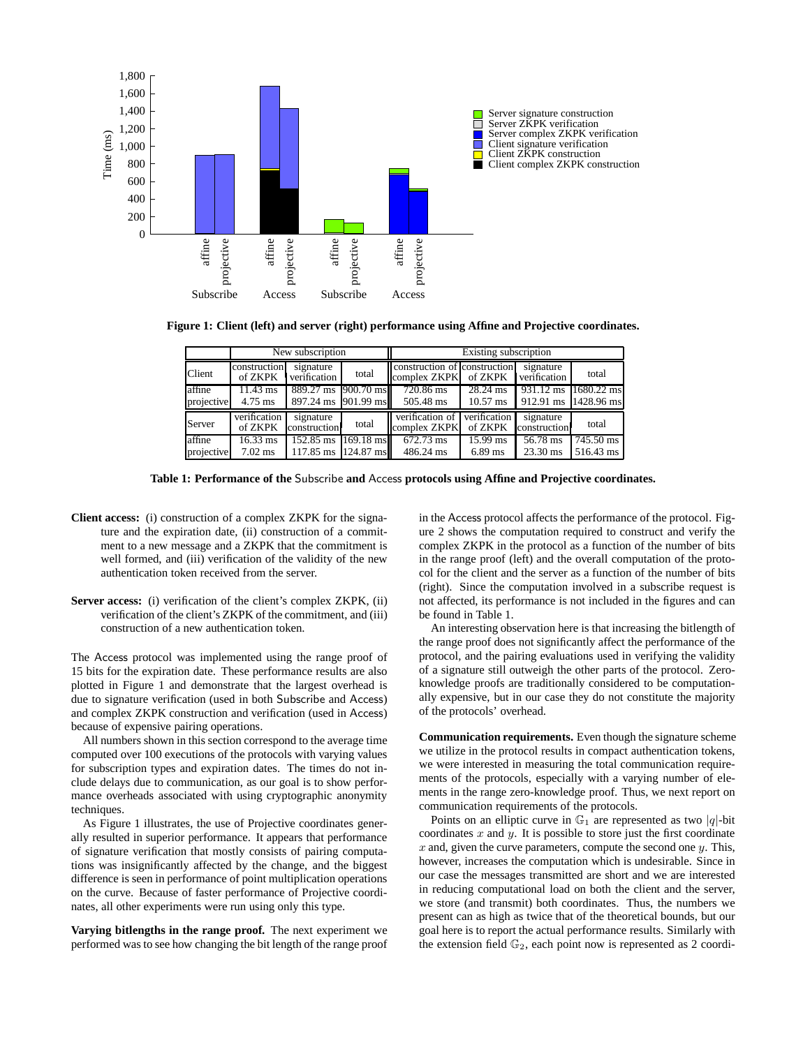Figure 1: Client (left) and server (right) performance using Affine and Projective coordinates.

| | New subscription | | | Existing subscription | | | |
|---|---|---|---|---|---|---|---|
| Client | construction of ZKPK | signature verification | total | construction of complex ZKPK | construction of ZKPK | signature verification | total |
| affine | 11.43 ms | 889.27 ms | 900.70 ms | 720.86 ms | 28.24 ms | 931.12 ms | 1680.22 ms |
| projective | 4.75 ms | 897.24 ms | 901.99 ms | 505.48 ms | 10.57 ms | 912.91 ms | 1428.96 ms |
| Server | verification of ZKPK | signature construction | total | verification of complex ZKPK | verification of ZKPK | signature construction | total |
| affine | 16.33 ms | 152.85 ms | 169.18 ms | 672.73 ms | 15.99 ms | 56.78 ms | 745.50 ms |
| projective | 7.02 ms | 117.85 ms | 124.87 ms | 486.24 ms | 6.89 ms | 23.30 ms | 516.43 ms |

**Table 1: Performance of the Subscribe and Access protocols using Affine and Projective coordinates.**

**Client access:** (i) construction of a complex ZKPK for the signature and the expiration date, (ii) construction of a commitment to a new message and a ZKPK that the commitment is well formed, and (iii) verification of the validity of the new authentication token received from the server.

**Server access:** (i) verification of the client's complex ZKPK, (ii) verification of the client's ZKPK of the commitment, and (iii) construction of a new authentication token.

The Access protocol was implemented using the range proof of 15 bits for the expiration date. These performance results are also plotted in Figure 1 and demonstrate that the largest overhead is due to signature verification (used in both Subscribe and Access) and complex ZKPK construction and verification (used in Access) because of expensive pairing operations.

All numbers shown in this section correspond to the average time computed over 100 executions of the protocols with varying values for subscription types and expiration dates. The times do not include delays due to communication, as our goal is to show performance overheads associated with using cryptographic anonymity techniques.

As Figure 1 illustrates, the use of Projective coordinates generally resulted in superior performance. It appears that performance of signature verification that mostly consists of pairing computations was insignificantly affected by the change, and the biggest difference is seen in performance of point multiplication operations on the curve. Because of faster performance of Projective coordinates, all other experiments were run using only this type.

**Varying bitlengths in the range proof.** The next experiment we performed was to see how changing the bit length of the range proof in the Access protocol affects the performance of the protocol. Figure 2 shows the computation required to construct and verify the complex ZKPK in the protocol as a function of the number of bits in the range proof (left) and the overall computation of the protocol for the client and the server as a function of the number of bits (right). Since the computation involved in a subscribe request is not affected, its performance is not included in the figures and can be found in Table 1.

An interesting observation here is that increasing the bitlength of the range proof does not significantly affect the performance of the protocol, and the pairing evaluations used in verifying the validity of a signature still outweigh the other parts of the protocol. Zero-knowledge proofs are traditionally considered to be computationally expensive, but in our case they do not constitute the majority of the protocols' overhead.

**Communication requirements.** Even though the signature scheme we utilize in the protocol results in compact authentication tokens, we were interested in measuring the total communication requirements of the protocols, especially with a varying number of elements in the range zero-knowledge proof. Thus, we next report on communication requirements of the protocols.

Points on an elliptic curve in $\mathbb{G}_1$ are represented as two $|q|$-bit coordinates $x$ and $y$. It is possible to store just the first coordinate $x$ and, given the curve parameters, compute the second one $y$. This, however, increases the computation which is undesirable. Since in our case the messages transmitted are short and we are interested in reducing computational load on both the client and the server, we store (and transmit) both coordinates. Thus, the numbers we present can as high as twice that of the theoretical bounds, but our goal here is to report the actual performance results. Similarly with the extension field $\mathbb{G}_2$, each point now is represented as 2 coordi-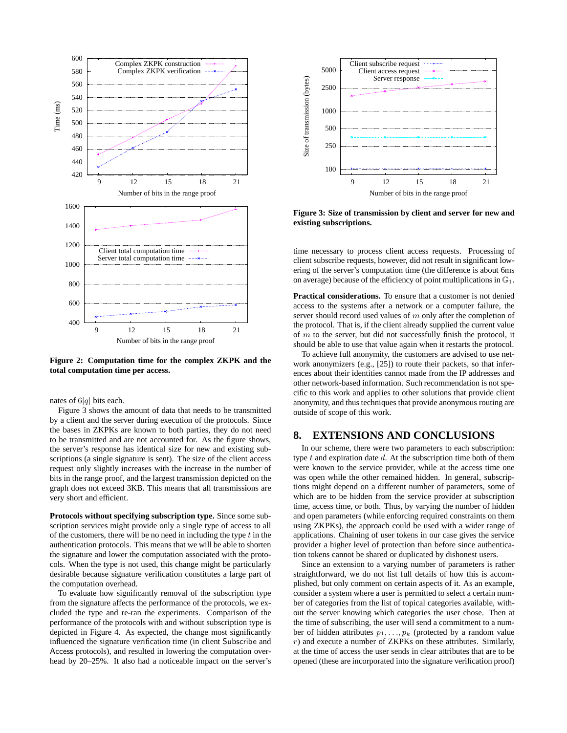Figure 2: Computation time for the complex ZKPK and the total computation time per access.

nates of $6|q|$ bits each.

Figure 3 shows the amount of data that needs to be transmitted by a client and the server during execution of the protocols. Since the bases in ZKPKs are known to both parties, they do not need to be transmitted and are not accounted for. As the figure shows, the server's response has identical size for new and existing subscriptions (a single signature is sent). The size of the client access request only slightly increases with the increase in the number of bits in the range proof, and the largest transmission depicted on the graph does not exceed 3KB. This means that all transmissions are very short and efficient.

**Protocols without specifying subscription type.** Since some subscription services might provide only a single type of access to all of the customers, there will be no need in including the type $t$ in the authentication protocols. This means that we will be able to shorten the signature and lower the computation associated with the protocols. When the type is not used, this change might be particularly desirable because signature verification constitutes a large part of the computation overhead.

To evaluate how significantly removal of the subscription type from the signature affects the performance of the protocols, we excluded the type and re-ran the experiments. Comparison of the performance of the protocols with and without subscription type is depicted in Figure 4. As expected, the change most significantly influenced the signature verification time (in client Subscribe and Access protocols), and resulted in lowering the computation overhead by 20–25%. It also had a noticeable impact on the server's time necessary to process client access requests. Processing of client subscribe requests, however, did not result in significant lowering of the server's computation time (the difference is about 6ms on average) because of the efficiency of point multiplications in $\mathbb{G}_1$.

Figure 3: Size of transmission by client and server for new and existing subscriptions.

**Practical considerations.** To ensure that a customer is not denied access to the systems after a network or a computer failure, the server should record used values of $m$ only after the completion of the protocol. That is, if the client already supplied the current value of $m$ to the server, but did not successfully finish the protocol, it should be able to use that value again when it restarts the protocol.

To achieve full anonymity, the customers are advised to use network anonymizers (e.g., [25]) to route their packets, so that inferences about their identities cannot made from the IP addresses and other network-based information. Such recommendation is not specific to this work and applies to other solutions that provide client anonymity, and thus techniques that provide anonymous routing are outside of scope of this work.

## 8. EXTENSIONS AND CONCLUSIONS

In our scheme, there were two parameters to each subscription: type $t$ and expiration date $d$. At the subscription time both of them were known to the service provider, while at the access time one was open while the other remained hidden. In general, subscriptions might depend on a different number of parameters, some of which are to be hidden from the service provider at subscription time, access time, or both. Thus, by varying the number of hidden and open parameters (while enforcing required constraints on them using ZKPKs), the approach could be used with a wider range of applications. Chaining of user tokens in our case gives the service provider a higher level of protection than before since authentication tokens cannot be shared or duplicated by dishonest users.

Since an extension to a varying number of parameters is rather straightforward, we do not list full details of how this is accomplished, but only comment on certain aspects of it. As an example, consider a system where a user is permitted to select a certain number of categories from the list of topical categories available, without the server knowing which categories the user chose. Then at the time of subscribing, the user will send a commitment to a number of hidden attributes $p_1, \ldots, p_k$ (protected by a random value $r$) and execute a number of ZKPKs on these attributes. Similarly, at the time of access the user sends in clear attributes that are to be opened (these are incorporated into the signature verification proof)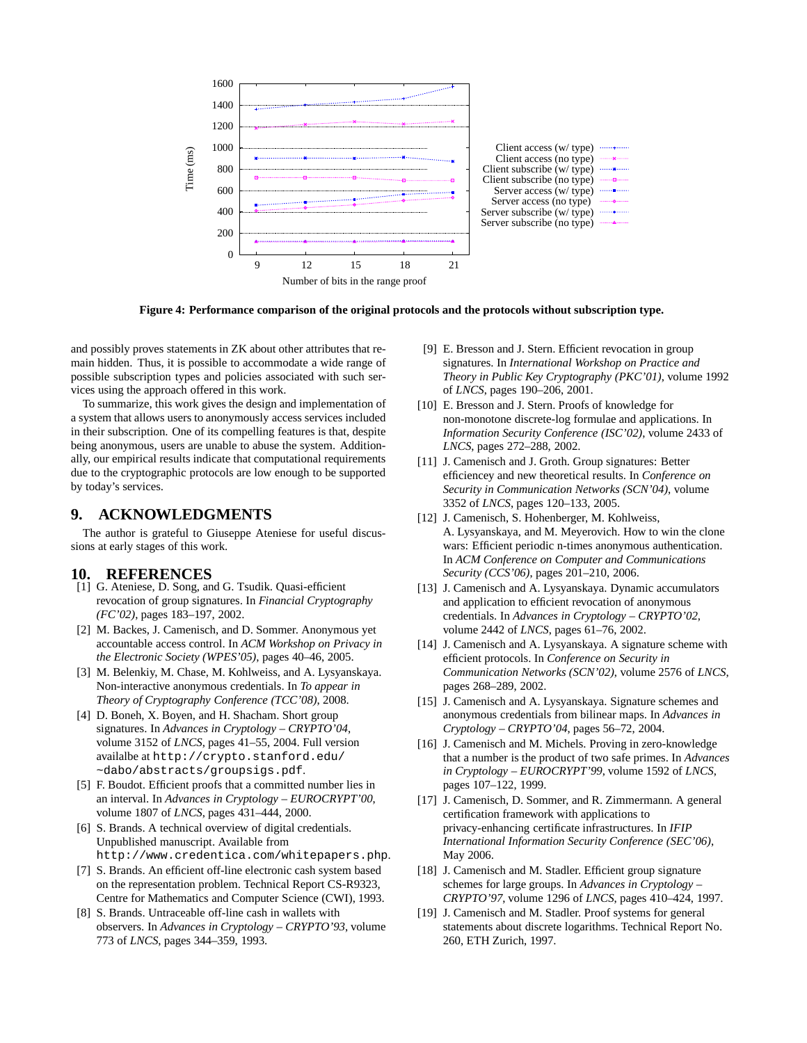Figure 4: Performance comparison of the original protocols and the protocols without subscription type.

and possibly proves statements in ZK about other attributes that remain hidden. Thus, it is possible to accommodate a wide range of possible subscription types and policies associated with such services using the approach offered in this work.

To summarize, this work gives the design and implementation of a system that allows users to anonymously access services included in their subscription. One of its compelling features is that, despite being anonymous, users are unable to abuse the system. Additionally, our empirical results indicate that computational requirements due to the cryptographic protocols are low enough to be supported by today's services.

## 9. ACKNOWLEDGMENTS

The author is grateful to Giuseppe Ateniese for useful discussions at early stages of this work.

## 10. REFERENCES

[1] G. Ateniese, D. Song, and G. Tsudik. Quasi-efficient revocation of group signatures. In *Financial Cryptography (FC'02)*, pages 183–197, 2002.

[2] M. Backes, J. Camenisch, and D. Sommer. Anonymous yet accountable access control. In *ACM Workshop on Privacy in the Electronic Society (WPES'05)*, pages 40–46, 2005.

[3] M. Belenkiy, M. Chase, M. Kohlweiss, and A. Lysyanskaya. Non-interactive anonymous credentials. In *To appear in Theory of Cryptography Conference (TCC'08)*, 2008.

[4] D. Boneh, X. Boyen, and H. Shacham. Short group signatures. In *Advances in Cryptology – CRYPTO'04*, volume 3152 of *LNCS*, pages 41–55, 2004. Full version availalbe at `http://crypto.stanford.edu/~dabo/abstracts/groupsigs.pdf`.

[5] F. Boudot. Efficient proofs that a committed number lies in an interval. In *Advances in Cryptology – EUROCRYPT'00*, volume 1807 of *LNCS*, pages 431–444, 2000.

[6] S. Brands. A technical overview of digital credentials. Unpublished manuscript. Available from `http://www.credentica.com/whitepapers.php`.

[7] S. Brands. An efficient off-line electronic cash system based on the representation problem. Technical Report CS-R9323, Centre for Mathematics and Computer Science (CWI), 1993.

[8] S. Brands. Untraceable off-line cash in wallets with observers. In *Advances in Cryptology – CRYPTO'93*, volume 773 of *LNCS*, pages 344–359, 1993.

[9] E. Bresson and J. Stern. Efficient revocation in group signatures. In *International Workshop on Practice and Theory in Public Key Cryptography (PKC'01)*, volume 1992 of *LNCS*, pages 190–206, 2001.

[10] E. Bresson and J. Stern. Proofs of knowledge for non-monotone discrete-log formulae and applications. In *Information Security Conference (ISC'02)*, volume 2433 of *LNCS*, pages 272–288, 2002.

[11] J. Camenisch and J. Groth. Group signatures: Better efficiencey and new theoretical results. In *Conference on Security in Communication Networks (SCN'04)*, volume 3352 of *LNCS*, pages 120–133, 2005.

[12] J. Camenisch, S. Hohenberger, M. Kohlweiss, A. Lysyanskaya, and M. Meyerovich. How to win the clone wars: Efficient periodic n-times anonymous authentication. In *ACM Conference on Computer and Communications Security (CCS'06)*, pages 201–210, 2006.

[13] J. Camenisch and A. Lysyanskaya. Dynamic accumulators and application to efficient revocation of anonymous credentials. In *Advances in Cryptology – CRYPTO'02*, volume 2442 of *LNCS*, pages 61–76, 2002.

[14] J. Camenisch and A. Lysyanskaya. A signature scheme with efficient protocols. In *Conference on Security in Communication Networks (SCN'02)*, volume 2576 of *LNCS*, pages 268–289, 2002.

[15] J. Camenisch and A. Lysyanskaya. Signature schemes and anonymous credentials from bilinear maps. In *Advances in Cryptology – CRYPTO'04*, pages 56–72, 2004.

[16] J. Camenisch and M. Michels. Proving in zero-knowledge that a number is the product of two safe primes. In *Advances in Cryptology – EUROCRYPT'99*, volume 1592 of *LNCS*, pages 107–122, 1999.

[17] J. Camenisch, D. Sommer, and R. Zimmermann. A general certification framework with applications to privacy-enhancing certificate infrastructures. In *IFIP International Information Security Conference (SEC'06)*, May 2006.

[18] J. Camenisch and M. Stadler. Efficient group signature schemes for large groups. In *Advances in Cryptology – CRYPTO'97*, volume 1296 of *LNCS*, pages 410–424, 1997.

[19] J. Camenisch and M. Stadler. Proof systems for general statements about discrete logarithms. Technical Report No. 260, ETH Zurich, 1997.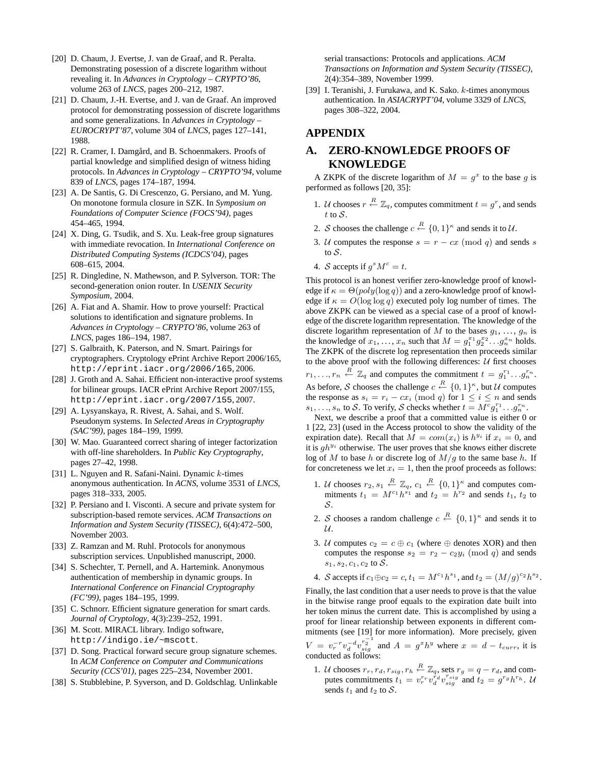[20] D. Chaum, J. Evertse, J. van de Graaf, and R. Peralta. Demonstrating posession of a discrete logarithm without revealing it. In *Advances in Cryptology – CRYPTO'86*, volume 263 of *LNCS*, pages 200–212, 1987.

[21] D. Chaum, J.-H. Evertse, and J. van de Graaf. An improved protocol for demonstrating possession of discrete logarithms and some generalizations. In *Advances in Cryptology – EUROCRYPT'87*, volume 304 of *LNCS*, pages 127–141, 1988.

[22] R. Cramer, I. Damgård, and B. Schoenmakers. Proofs of partial knowledge and simplified design of witness hiding protocols. In *Advances in Cryptology – CRYPTO'94*, volume 839 of *LNCS*, pages 174–187, 1994.

[23] A. De Santis, G. Di Crescenzo, G. Persiano, and M. Yung. On monotone formula closure in SZK. In *Symposium on Foundations of Computer Science (FOCS'94)*, pages 454–465, 1994.

[24] X. Ding, G. Tsudik, and S. Xu. Leak-free group signatures with immediate revocation. In *International Conference on Distributed Computing Systems (ICDCS'04)*, pages 608–615, 2004.

[25] R. Dingledine, N. Mathewson, and P. Sylverson. TOR: The second-generation onion router. In *USENIX Security Symposium*, 2004.

[26] A. Fiat and A. Shamir. How to prove yourself: Practical solutions to identification and signature problems. In *Advances in Cryptology – CRYPTO'86*, volume 263 of *LNCS*, pages 186–194, 1987.

[27] S. Galbraith, K. Paterson, and N. Smart. Pairings for cryptographers. Cryptology ePrint Archive Report 2006/165, `http://eprint.iacr.org/2006/165`, 2006.

[28] J. Groth and A. Sahai. Efficient non-interactive proof systems for bilinear groups. IACR ePrint Archive Report 2007/155, `http://eprint.iacr.org/2007/155`, 2007.

[29] A. Lysyanskaya, R. Rivest, A. Sahai, and S. Wolf. Pseudonym systems. In *Selected Areas in Cryptography (SAC'99)*, pages 184–199, 1999.

[30] W. Mao. Guaranteed correct sharing of integer factorization with off-line shareholders. In *Public Key Cryptography*, pages 27–42, 1998.

[31] L. Nguyen and R. Safani-Naini. Dynamic $k$-times anonymous authentication. In *ACNS*, volume 3531 of *LNCS*, pages 318–333, 2005.

[32] P. Persiano and I. Visconti. A secure and private system for subscription-based remote services. *ACM Transactions on Information and System Security (TISSEC)*, 6(4):472–500, November 2003.

[33] Z. Ramzan and M. Ruhl. Protocols for anonymous subscription services. Unpublished manuscript, 2000.

[34] S. Schechter, T. Pernell, and A. Hartemink. Anonymous authentication of membership in dynamic groups. In *International Conference on Financial Cryptography (FC'99)*, pages 184–195, 1999.

[35] C. Schnorr. Efficient signature generation for smart cards. *Journal of Cryptology*, 4(3):239–252, 1991.

[36] M. Scott. MIRACL library. Indigo software, `http://indigo.ie/~mscott`.

[37] D. Song. Practical forward secure group signature schemes. In *ACM Conference on Computer and Communications Security (CCS'01)*, pages 225–234, November 2001.

[38] S. Stubblebine, P. Syverson, and D. Goldschlag. Unlinkable serial transactions: Protocols and applications. *ACM Transactions on Information and System Security (TISSEC)*, 2(4):354–389, November 1999.

[39] I. Teranishi, J. Furukawa, and K. Sako. $k$-times anonymous authentication. In *ASIACRYPT'04*, volume 3329 of *LNCS*, pages 308–322, 2004.

# APPENDIX

## A. ZERO-KNOWLEDGE PROOFS OF KNOWLEDGE

A ZKPK of the discrete logarithm of $M = g^x$ to the base $g$ is performed as follows [20, 35]:

1. $\mathcal{U}$ chooses $r \xleftarrow{R} \mathbb{Z}_q$, computes commitment $t = g^r$, and sends $t$ to $\mathcal{S}$.
2. $\mathcal{S}$ chooses the challenge $c \xleftarrow{R} \{0,1\}^\kappa$ and sends it to $\mathcal{U}$.
3. $\mathcal{U}$ computes the response $s = r - cx \pmod q$ and sends $s$ to $\mathcal{S}$.
4. $\mathcal{S}$ accepts if $g^s M^c = t$.

This protocol is an honest verifier zero-knowledge proof of knowledge if $\kappa = \Theta(poly(\log q))$ and a zero-knowledge proof of knowledge if $\kappa = O(\log \log q)$ executed poly log number of times. The above ZKPK can be viewed as a special case of a proof of knowledge of the discrete logarithm representation. The knowledge of the discrete logarithm representation of $M$ to the bases $g_1, \ldots, g_n$ is the knowledge of $x_1, \ldots, x_n$ such that $M = g_1^{x_1} g_2^{x_2} \ldots g_n^{x_n}$ holds. The ZKPK of the discrete log representation then proceeds similar to the above proof with the following differences: $\mathcal{U}$ first chooses $r_1, \ldots, r_n \xleftarrow{R} \mathbb{Z}_q$ and computes the commitment $t = g_1^{r_1} \ldots g_n^{r_n}$. As before, $\mathcal{S}$ chooses the challenge $c \xleftarrow{R} \{0,1\}^\kappa$, but $\mathcal{U}$ computes the response as $s_i = r_i - cx_i \pmod q$ for $1 \le i \le n$ and sends $s_1, \ldots, s_n$ to $\mathcal{S}$. To verify, $\mathcal{S}$ checks whether $t = M^c g_1^{r_1} \ldots g_n^{r_n}$.

Next, we describe a proof that a committed value is either 0 or 1 [22, 23] (used in the Access protocol to show the validity of the expiration date). Recall that $M = com(x_i)$ is $h^{y_i}$ if $x_i = 0$, and it is $gh^{y_i}$ otherwise. The user proves that she knows either discrete log of $M$ to base $h$ or discrete log of $M/g$ to the same base $h$. If for concreteness we let $x_i = 1$, then the proof proceeds as follows:

1. $\mathcal{U}$ chooses $r_2, s_1 \xleftarrow{R} \mathbb{Z}_q$, $c_1 \xleftarrow{R} \{0,1\}^\kappa$ and computes commitments $t_1 = M^{c_1} h^{s_1}$ and $t_2 = h^{r_2}$ and sends $t_1$, $t_2$ to $\mathcal{S}$.
2. $\mathcal{S}$ chooses a random challenge $c \xleftarrow{R} \{0,1\}^\kappa$ and sends it to $\mathcal{U}$.
3. $\mathcal{U}$ computes $c_2 = c \oplus c_1$ (where $\oplus$ denotes XOR) and then computes the response $s_2 = r_2 - c_2 y_i \pmod q$ and sends $s_1, s_2, c_1, c_2$ to $\mathcal{S}$.
4. $\mathcal{S}$ accepts if $c_1 \oplus c_2 = c$, $t_1 = M^{c_1} h^{s_1}$, and $t_2 = (M/g)^{c_2} h^{s_2}$.

Finally, the last condition that a user needs to prove is that the value in the bitwise range proof equals to the expiration date built into her token minus the current date. This is accomplished by using a proof for linear relationship between exponents in different commitments (see [19] for more information). More precisely, given $V = v_r^{-r} v_d^{-d} v_{sig}^{r_2^{-1}}$ and $A = g^x h^y$ where $x = d - t_{curr}$, it is conducted as follows:

1. $\mathcal{U}$ chooses $r_r, r_d, r_{sig}, r_h \xleftarrow{R} \mathbb{Z}_q$, sets $r_g = q - r_d$, and computes commitments $t_1 = v_r^{r_r} v_d^{r_d} v_{sig}^{r_{sig}}$ and $t_2 = g^{r_g} h^{r_h}$. $\mathcal{U}$ sends $t_1$ and $t_2$ to $\mathcal{S}$.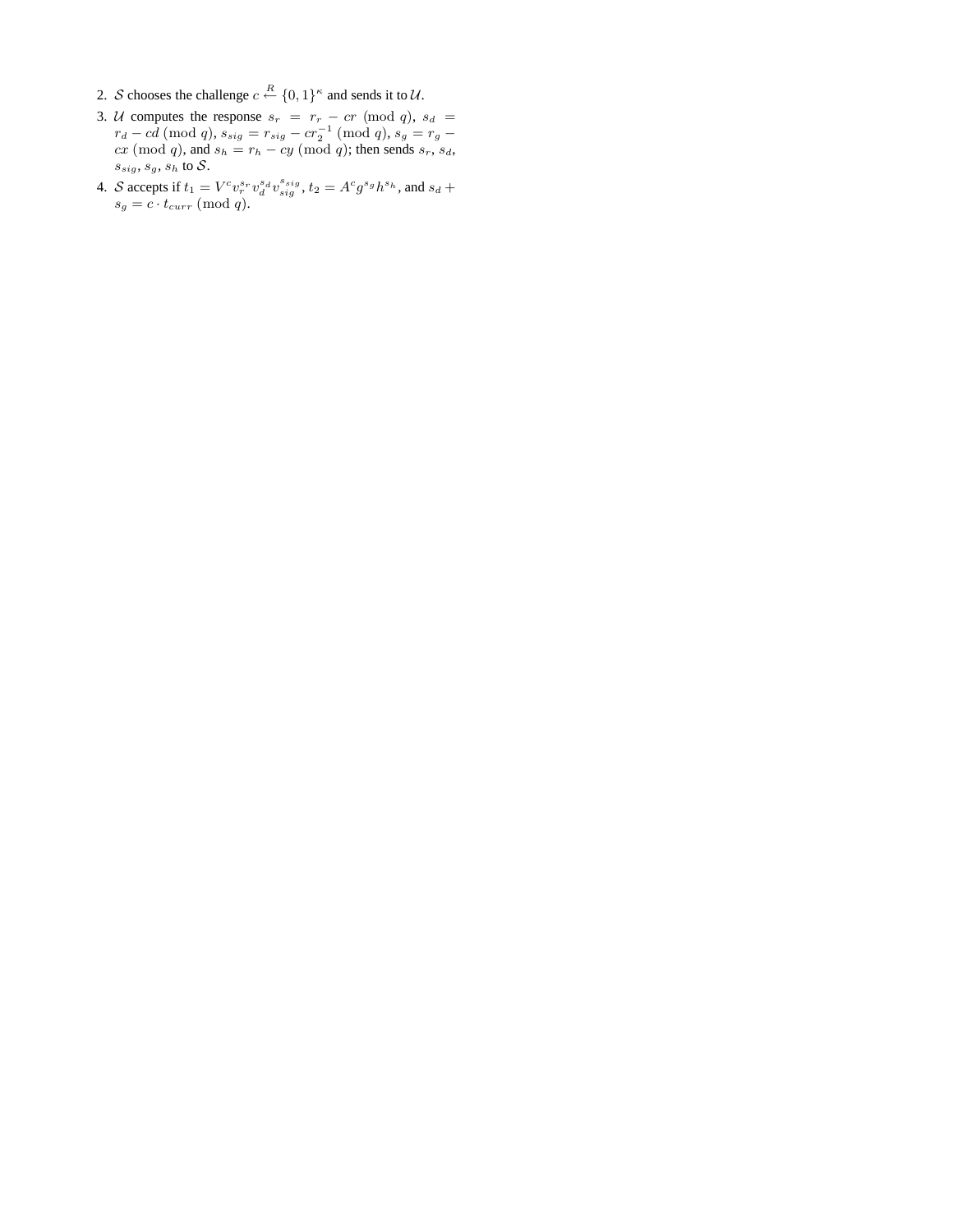2. $\mathcal{S}$ chooses the challenge $c \overset{R}{\leftarrow} \{0,1\}^\kappa$ and sends it to $\mathcal{U}$.
3. $\mathcal{U}$ computes the response $s_r = r_r - cr \pmod q$, $s_d = r_d - cd \pmod q$, $s_{sig} = r_{sig} - cr_2^{-1} \pmod q$, $s_g = r_g - cx \pmod q$, and $s_h = r_h - cy \pmod q$; then sends $s_r$, $s_d$, $s_{sig}$, $s_g$, $s_h$ to $\mathcal{S}$.
4. $\mathcal{S}$ accepts if $t_1 = V^c v_r^{s_r} v_d^{s_d} v_{sig}^{s_{sig}}$, $t_2 = A^c g^{s_g} h^{s_h}$, and $s_d + s_g = c \cdot t_{curr} \pmod q$.